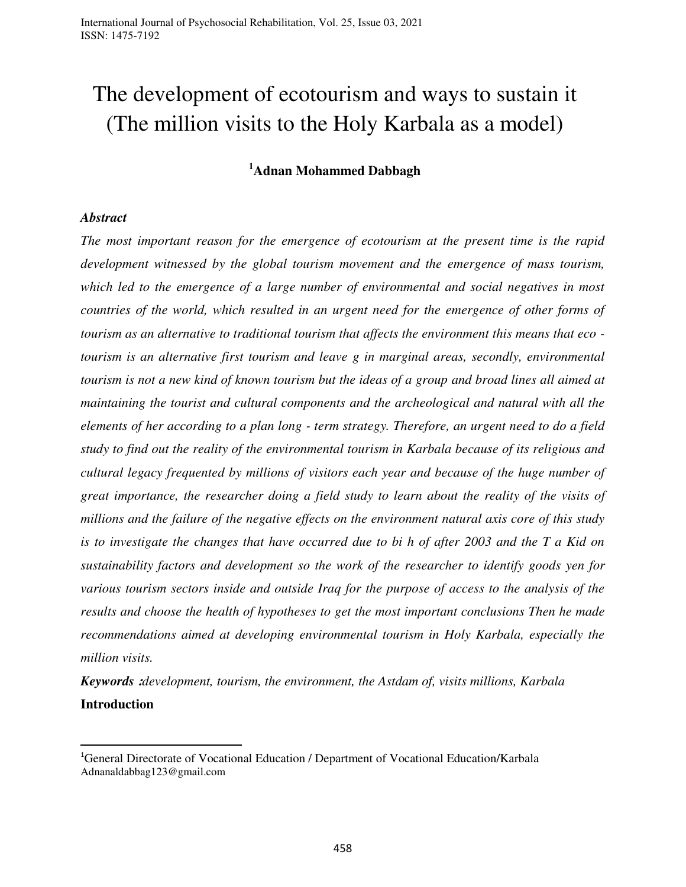# The development of ecotourism and ways to sustain it (The million visits to the Holy Karbala as a model)

**[1]Adnan Mohammed Dabbagh**

***Abstract***

*The most important reason for the emergence of ecotourism at the present time is the rapid development witnessed by the global tourism movement and the emergence of mass tourism, which led to the emergence of a large number of environmental and social negatives in most countries of the world, which resulted in an urgent need for the emergence of other forms of tourism as an alternative to traditional tourism that affects the environment this means that eco - tourism is an alternative first tourism and leave g in marginal areas, secondly, environmental tourism is not a new kind of known tourism but the ideas of a group and broad lines all aimed at maintaining the tourist and cultural components and the archeological and natural with all the elements of her according to a plan long - term strategy. Therefore, an urgent need to do a field study to find out the reality of the environmental tourism in Karbala because of its religious and cultural legacy frequented by millions of visitors each year and because of the huge number of great importance, the researcher doing a field study to learn about the reality of the visits of millions and the failure of the negative effects on the environment natural axis core of this study is to investigate the changes that have occurred due to bi h of after 2003 and the T a Kid on sustainability factors and development so the work of the researcher to identify goods yen for various tourism sectors inside and outside Iraq for the purpose of access to the analysis of the results and choose the health of hypotheses to get the most important conclusions Then he made recommendations aimed at developing environmental tourism in Holy Karbala, especially the million visits.*

***Keywords :****development, tourism, the environment, the Astdam of, visits millions, Karbala*

**Introduction**

---

[1]General Directorate of Vocational Education / Department of Vocational Education/Karbala
Adnanaldabbag123@gmail.com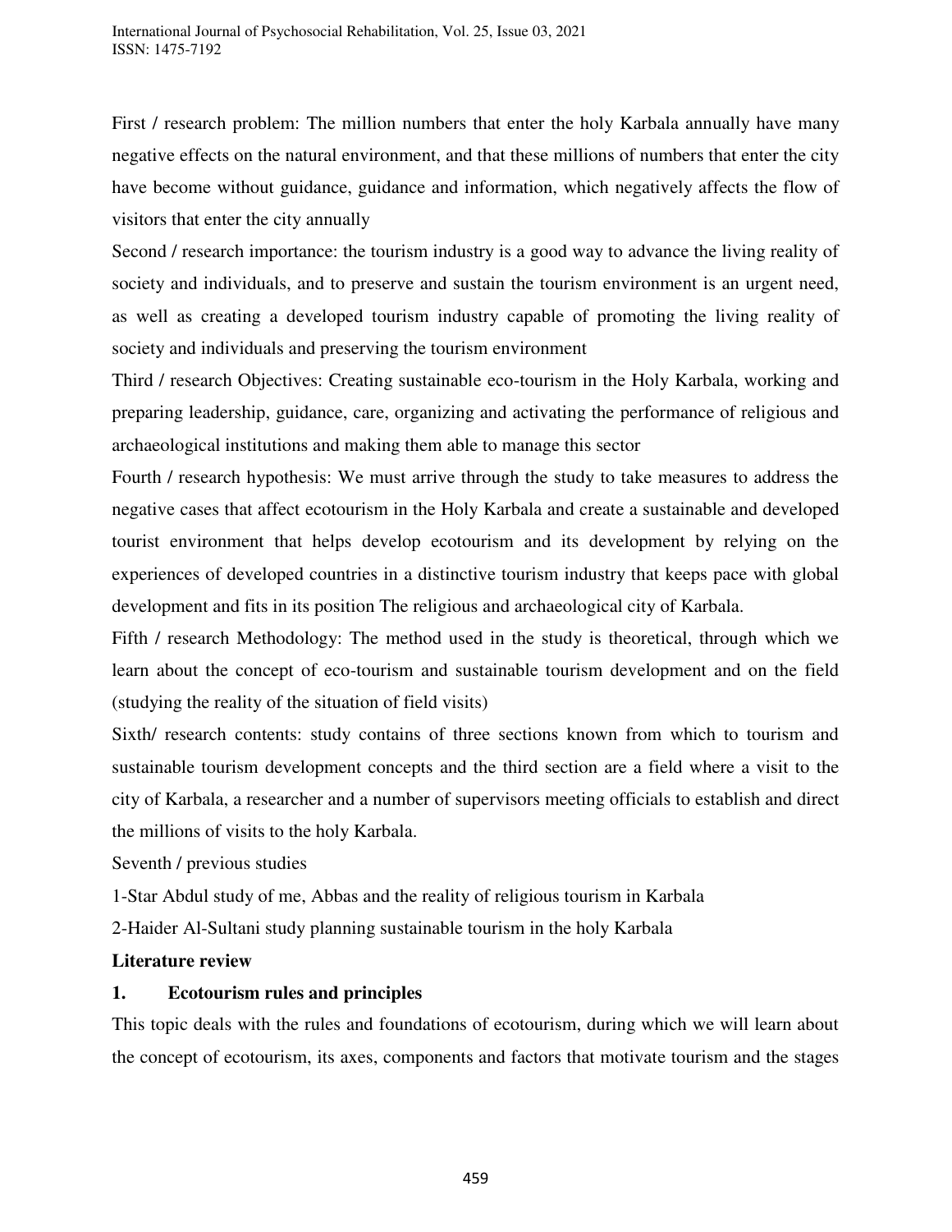First / research problem: The million numbers that enter the holy Karbala annually have many negative effects on the natural environment, and that these millions of numbers that enter the city have become without guidance, guidance and information, which negatively affects the flow of visitors that enter the city annually

Second / research importance: the tourism industry is a good way to advance the living reality of society and individuals, and to preserve and sustain the tourism environment is an urgent need, as well as creating a developed tourism industry capable of promoting the living reality of society and individuals and preserving the tourism environment

Third / research Objectives: Creating sustainable eco-tourism in the Holy Karbala, working and preparing leadership, guidance, care, organizing and activating the performance of religious and archaeological institutions and making them able to manage this sector

Fourth / research hypothesis: We must arrive through the study to take measures to address the negative cases that affect ecotourism in the Holy Karbala and create a sustainable and developed tourist environment that helps develop ecotourism and its development by relying on the experiences of developed countries in a distinctive tourism industry that keeps pace with global development and fits in its position The religious and archaeological city of Karbala.

Fifth / research Methodology: The method used in the study is theoretical, through which we learn about the concept of eco-tourism and sustainable tourism development and on the field (studying the reality of the situation of field visits)

Sixth/ research contents: study contains of three sections known from which to tourism and sustainable tourism development concepts and the third section are a field where a visit to the city of Karbala, a researcher and a number of supervisors meeting officials to establish and direct the millions of visits to the holy Karbala.

Seventh / previous studies

1-Star Abdul study of me, Abbas and the reality of religious tourism in Karbala

2-Haider Al-Sultani study planning sustainable tourism in the holy Karbala

**Literature review**

**1. Ecotourism rules and principles**

This topic deals with the rules and foundations of ecotourism, during which we will learn about the concept of ecotourism, its axes, components and factors that motivate tourism and the stages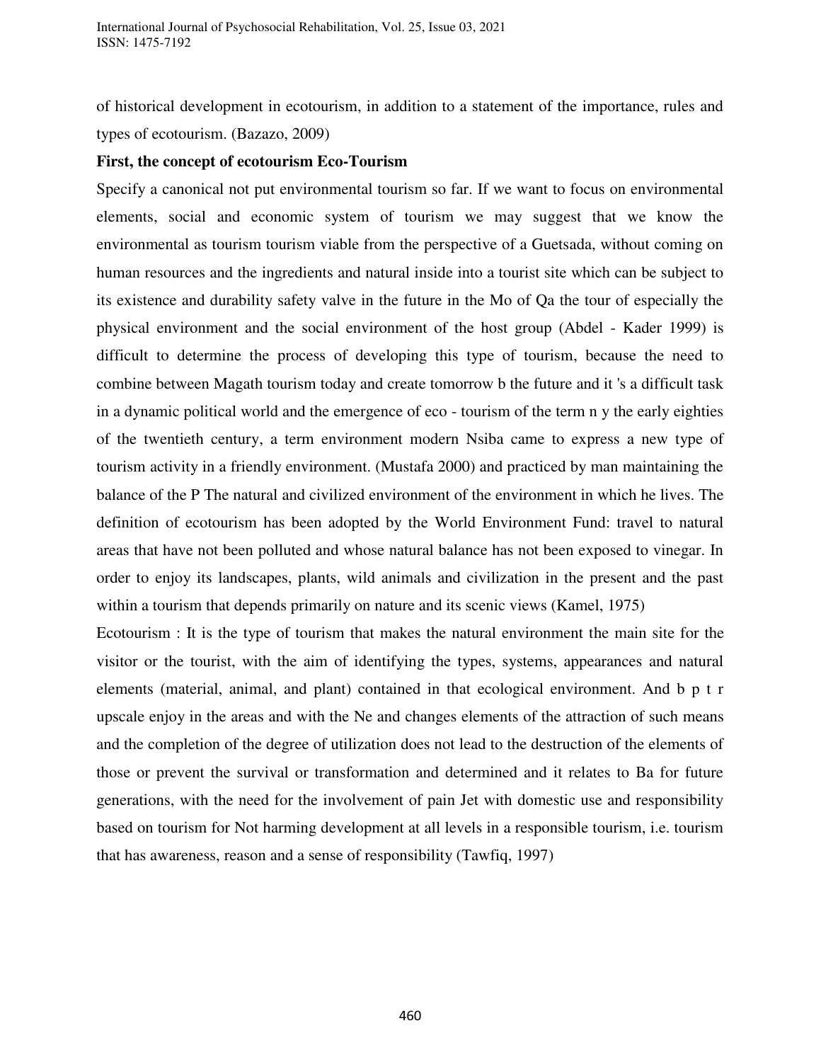of historical development in ecotourism, in addition to a statement of the importance, rules and types of ecotourism. (Bazazo, 2009)

**First, the concept of ecotourism Eco-Tourism**

Specify a canonical not put environmental tourism so far. If we want to focus on environmental elements, social and economic system of tourism we may suggest that we know the environmental as tourism tourism viable from the perspective of a Guetsada, without coming on human resources and the ingredients and natural inside into a tourist site which can be subject to its existence and durability safety valve in the future in the Mo of Qa the tour of especially the physical environment and the social environment of the host group (Abdel - Kader 1999) is difficult to determine the process of developing this type of tourism, because the need to combine between Magath tourism today and create tomorrow b the future and it 's a difficult task in a dynamic political world and the emergence of eco - tourism of the term n y the early eighties of the twentieth century, a term environment modern Nsiba came to express a new type of tourism activity in a friendly environment. (Mustafa 2000) and practiced by man maintaining the balance of the P The natural and civilized environment of the environment in which he lives. The definition of ecotourism has been adopted by the World Environment Fund: travel to natural areas that have not been polluted and whose natural balance has not been exposed to vinegar. In order to enjoy its landscapes, plants, wild animals and civilization in the present and the past within a tourism that depends primarily on nature and its scenic views (Kamel, 1975)

Ecotourism : It is the type of tourism that makes the natural environment the main site for the visitor or the tourist, with the aim of identifying the types, systems, appearances and natural elements (material, animal, and plant) contained in that ecological environment. And b p t r upscale enjoy in the areas and with the Ne and changes elements of the attraction of such means and the completion of the degree of utilization does not lead to the destruction of the elements of those or prevent the survival or transformation and determined and it relates to Ba for future generations, with the need for the involvement of pain Jet with domestic use and responsibility based on tourism for Not harming development at all levels in a responsible tourism, i.e. tourism that has awareness, reason and a sense of responsibility (Tawfiq, 1997)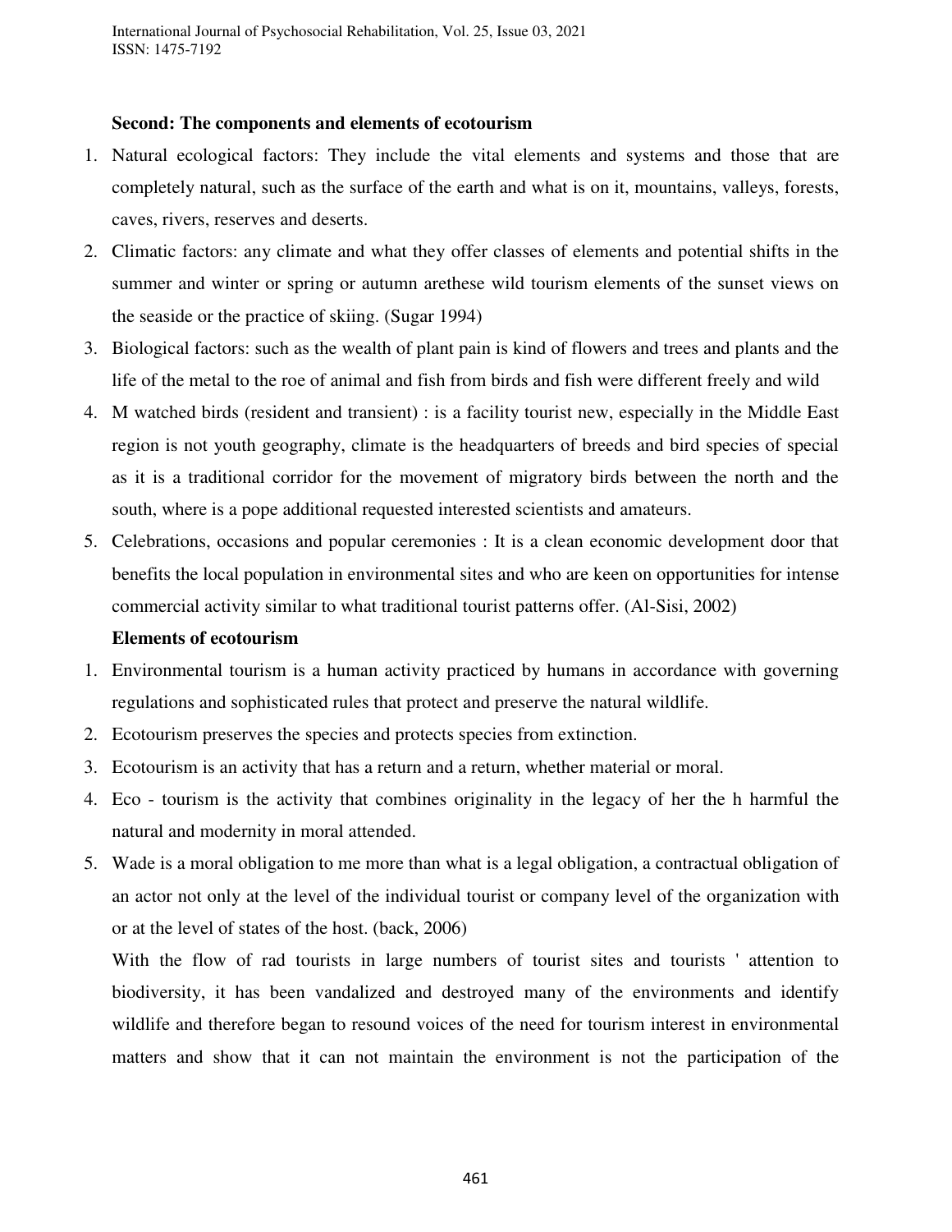**Second: The components and elements of ecotourism**

1. Natural ecological factors: They include the vital elements and systems and those that are completely natural, such as the surface of the earth and what is on it, mountains, valleys, forests, caves, rivers, reserves and deserts.
2. Climatic factors: any climate and what they offer classes of elements and potential shifts in the summer and winter or spring or autumn arethese wild tourism elements of the sunset views on the seaside or the practice of skiing. (Sugar 1994)
3. Biological factors: such as the wealth of plant pain is kind of flowers and trees and plants and the life of the metal to the roe of animal and fish from birds and fish were different freely and wild
4. M watched birds (resident and transient) : is a facility tourist new, especially in the Middle East region is not youth geography, climate is the headquarters of breeds and bird species of special as it is a traditional corridor for the movement of migratory birds between the north and the south, where is a pope additional requested interested scientists and amateurs.
5. Celebrations, occasions and popular ceremonies : It is a clean economic development door that benefits the local population in environmental sites and who are keen on opportunities for intense commercial activity similar to what traditional tourist patterns offer. (Al-Sisi, 2002)

**Elements of ecotourism**

1. Environmental tourism is a human activity practiced by humans in accordance with governing regulations and sophisticated rules that protect and preserve the natural wildlife.
2. Ecotourism preserves the species and protects species from extinction.
3. Ecotourism is an activity that has a return and a return, whether material or moral.
4. Eco - tourism is the activity that combines originality in the legacy of her the h harmful the natural and modernity in moral attended.
5. Wade is a moral obligation to me more than what is a legal obligation, a contractual obligation of an actor not only at the level of the individual tourist or company level of the organization with or at the level of states of the host. (back, 2006)

With the flow of rad tourists in large numbers of tourist sites and tourists ' attention to biodiversity, it has been vandalized and destroyed many of the environments and identify wildlife and therefore began to resound voices of the need for tourism interest in environmental matters and show that it can not maintain the environment is not the participation of the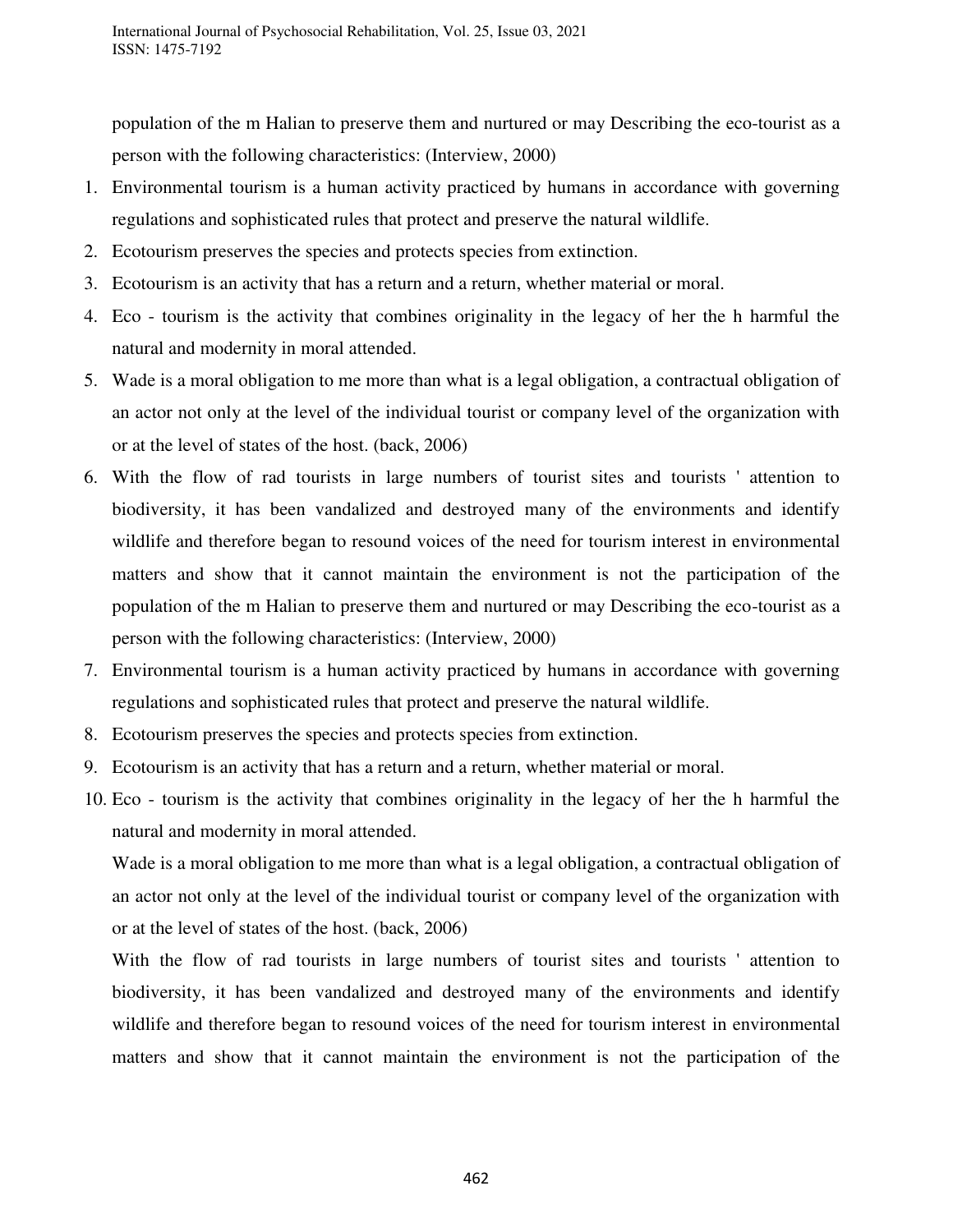population of the m Halian to preserve them and nurtured or may Describing the eco-tourist as a person with the following characteristics: (Interview, 2000)

1. Environmental tourism is a human activity practiced by humans in accordance with governing regulations and sophisticated rules that protect and preserve the natural wildlife.
2. Ecotourism preserves the species and protects species from extinction.
3. Ecotourism is an activity that has a return and a return, whether material or moral.
4. Eco - tourism is the activity that combines originality in the legacy of her the h harmful the natural and modernity in moral attended.
5. Wade is a moral obligation to me more than what is a legal obligation, a contractual obligation of an actor not only at the level of the individual tourist or company level of the organization with or at the level of states of the host. (back, 2006)
6. With the flow of rad tourists in large numbers of tourist sites and tourists ' attention to biodiversity, it has been vandalized and destroyed many of the environments and identify wildlife and therefore began to resound voices of the need for tourism interest in environmental matters and show that it cannot maintain the environment is not the participation of the population of the m Halian to preserve them and nurtured or may Describing the eco-tourist as a person with the following characteristics: (Interview, 2000)
7. Environmental tourism is a human activity practiced by humans in accordance with governing regulations and sophisticated rules that protect and preserve the natural wildlife.
8. Ecotourism preserves the species and protects species from extinction.
9. Ecotourism is an activity that has a return and a return, whether material or moral.
10. Eco - tourism is the activity that combines originality in the legacy of her the h harmful the natural and modernity in moral attended.

    Wade is a moral obligation to me more than what is a legal obligation, a contractual obligation of an actor not only at the level of the individual tourist or company level of the organization with or at the level of states of the host. (back, 2006)

    With the flow of rad tourists in large numbers of tourist sites and tourists ' attention to biodiversity, it has been vandalized and destroyed many of the environments and identify wildlife and therefore began to resound voices of the need for tourism interest in environmental matters and show that it cannot maintain the environment is not the participation of the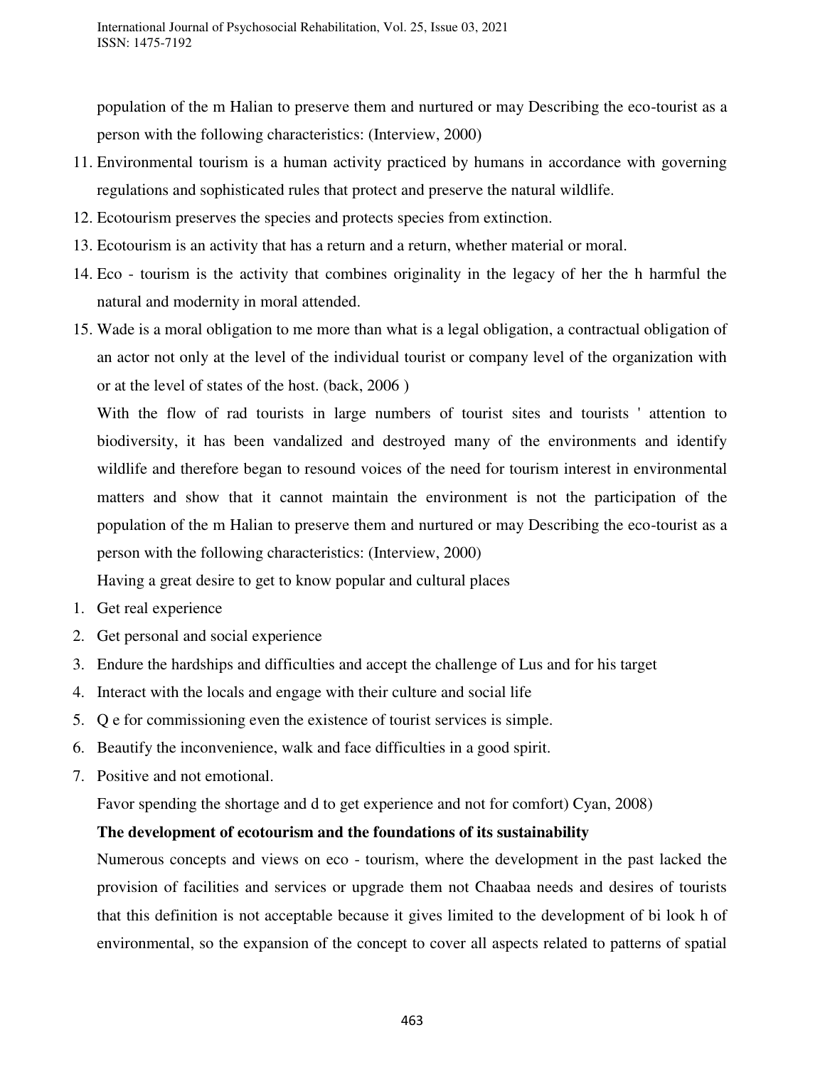population of the m Halian to preserve them and nurtured or may Describing the eco-tourist as a person with the following characteristics: (Interview, 2000)

11. Environmental tourism is a human activity practiced by humans in accordance with governing regulations and sophisticated rules that protect and preserve the natural wildlife.
12. Ecotourism preserves the species and protects species from extinction.
13. Ecotourism is an activity that has a return and a return, whether material or moral.
14. Eco - tourism is the activity that combines originality in the legacy of her the h harmful the natural and modernity in moral attended.
15. Wade is a moral obligation to me more than what is a legal obligation, a contractual obligation of an actor not only at the level of the individual tourist or company level of the organization with or at the level of states of the host. (back, 2006 )

With the flow of rad tourists in large numbers of tourist sites and tourists ' attention to biodiversity, it has been vandalized and destroyed many of the environments and identify wildlife and therefore began to resound voices of the need for tourism interest in environmental matters and show that it cannot maintain the environment is not the participation of the population of the m Halian to preserve them and nurtured or may Describing the eco-tourist as a person with the following characteristics: (Interview, 2000)

Having a great desire to get to know popular and cultural places

1. Get real experience
2. Get personal and social experience
3. Endure the hardships and difficulties and accept the challenge of Lus and for his target
4. Interact with the locals and engage with their culture and social life
5. Q e for commissioning even the existence of tourist services is simple.
6. Beautify the inconvenience, walk and face difficulties in a good spirit.
7. Positive and not emotional.

Favor spending the shortage and d to get experience and not for comfort) Cyan, 2008)

**The development of ecotourism and the foundations of its sustainability**

Numerous concepts and views on eco - tourism, where the development in the past lacked the provision of facilities and services or upgrade them not Chaabaa needs and desires of tourists that this definition is not acceptable because it gives limited to the development of bi look h of environmental, so the expansion of the concept to cover all aspects related to patterns of spatial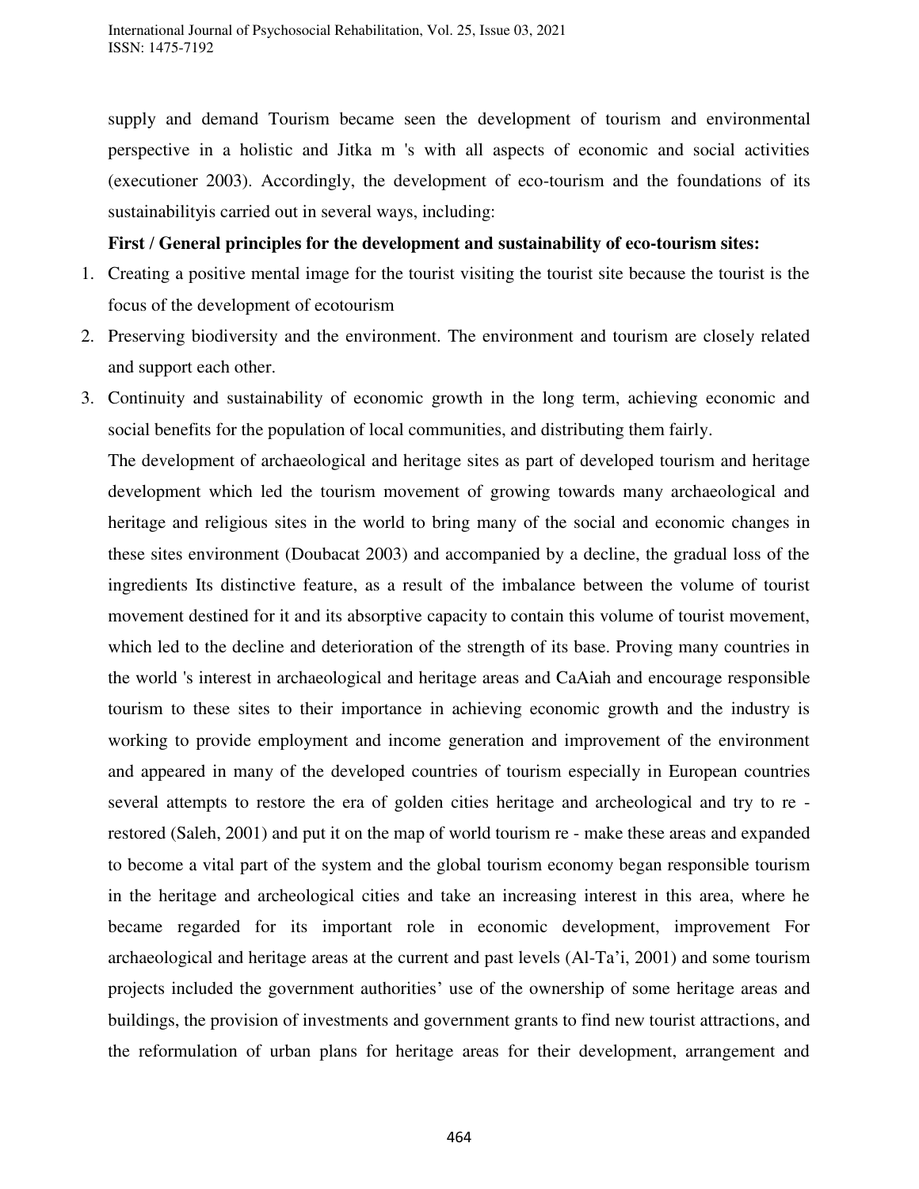supply and demand Tourism became seen the development of tourism and environmental perspective in a holistic and Jitka m 's with all aspects of economic and social activities (executioner 2003). Accordingly, the development of eco-tourism and the foundations of its sustainabilityis carried out in several ways, including:

**First / General principles for the development and sustainability of eco-tourism sites:**

1. Creating a positive mental image for the tourist visiting the tourist site because the tourist is the focus of the development of ecotourism
2. Preserving biodiversity and the environment. The environment and tourism are closely related and support each other.
3. Continuity and sustainability of economic growth in the long term, achieving economic and social benefits for the population of local communities, and distributing them fairly.

The development of archaeological and heritage sites as part of developed tourism and heritage development which led the tourism movement of growing towards many archaeological and heritage and religious sites in the world to bring many of the social and economic changes in these sites environment (Doubacat 2003) and accompanied by a decline, the gradual loss of the ingredients Its distinctive feature, as a result of the imbalance between the volume of tourist movement destined for it and its absorptive capacity to contain this volume of tourist movement, which led to the decline and deterioration of the strength of its base. Proving many countries in the world 's interest in archaeological and heritage areas and CaAiah and encourage responsible tourism to these sites to their importance in achieving economic growth and the industry is working to provide employment and income generation and improvement of the environment and appeared in many of the developed countries of tourism especially in European countries several attempts to restore the era of golden cities heritage and archeological and try to re - restored (Saleh, 2001) and put it on the map of world tourism re - make these areas and expanded to become a vital part of the system and the global tourism economy began responsible tourism in the heritage and archeological cities and take an increasing interest in this area, where he became regarded for its important role in economic development, improvement For archaeological and heritage areas at the current and past levels (Al-Ta'i, 2001) and some tourism projects included the government authorities' use of the ownership of some heritage areas and buildings, the provision of investments and government grants to find new tourist attractions, and the reformulation of urban plans for heritage areas for their development, arrangement and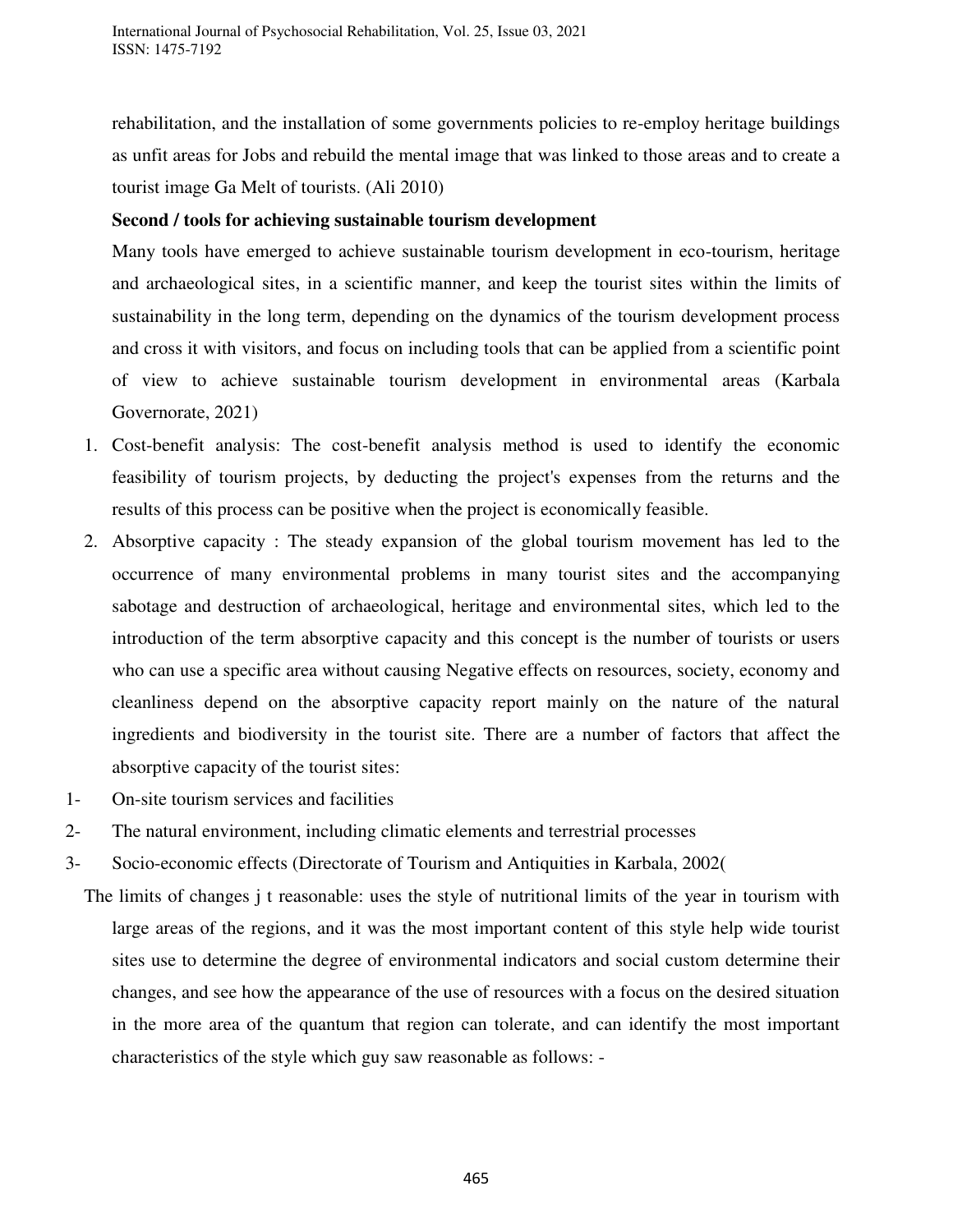rehabilitation, and the installation of some governments policies to re-employ heritage buildings as unfit areas for Jobs and rebuild the mental image that was linked to those areas and to create a tourist image Ga Melt of tourists. (Ali 2010)

**Second / tools for achieving sustainable tourism development**

Many tools have emerged to achieve sustainable tourism development in eco-tourism, heritage and archaeological sites, in a scientific manner, and keep the tourist sites within the limits of sustainability in the long term, depending on the dynamics of the tourism development process and cross it with visitors, and focus on including tools that can be applied from a scientific point of view to achieve sustainable tourism development in environmental areas (Karbala Governorate, 2021)

1. Cost-benefit analysis: The cost-benefit analysis method is used to identify the economic feasibility of tourism projects, by deducting the project's expenses from the returns and the results of this process can be positive when the project is economically feasible.
2. Absorptive capacity : The steady expansion of the global tourism movement has led to the occurrence of many environmental problems in many tourist sites and the accompanying sabotage and destruction of archaeological, heritage and environmental sites, which led to the introduction of the term absorptive capacity and this concept is the number of tourists or users who can use a specific area without causing Negative effects on resources, society, economy and cleanliness depend on the absorptive capacity report mainly on the nature of the natural ingredients and biodiversity in the tourist site. There are a number of factors that affect the absorptive capacity of the tourist sites:

1- On-site tourism services and facilities

2- The natural environment, including climatic elements and terrestrial processes

3- Socio-economic effects (Directorate of Tourism and Antiquities in Karbala, 2002(

The limits of changes j t reasonable: uses the style of nutritional limits of the year in tourism with large areas of the regions, and it was the most important content of this style help wide tourist sites use to determine the degree of environmental indicators and social custom determine their changes, and see how the appearance of the use of resources with a focus on the desired situation in the more area of the quantum that region can tolerate, and can identify the most important characteristics of the style which guy saw reasonable as follows: -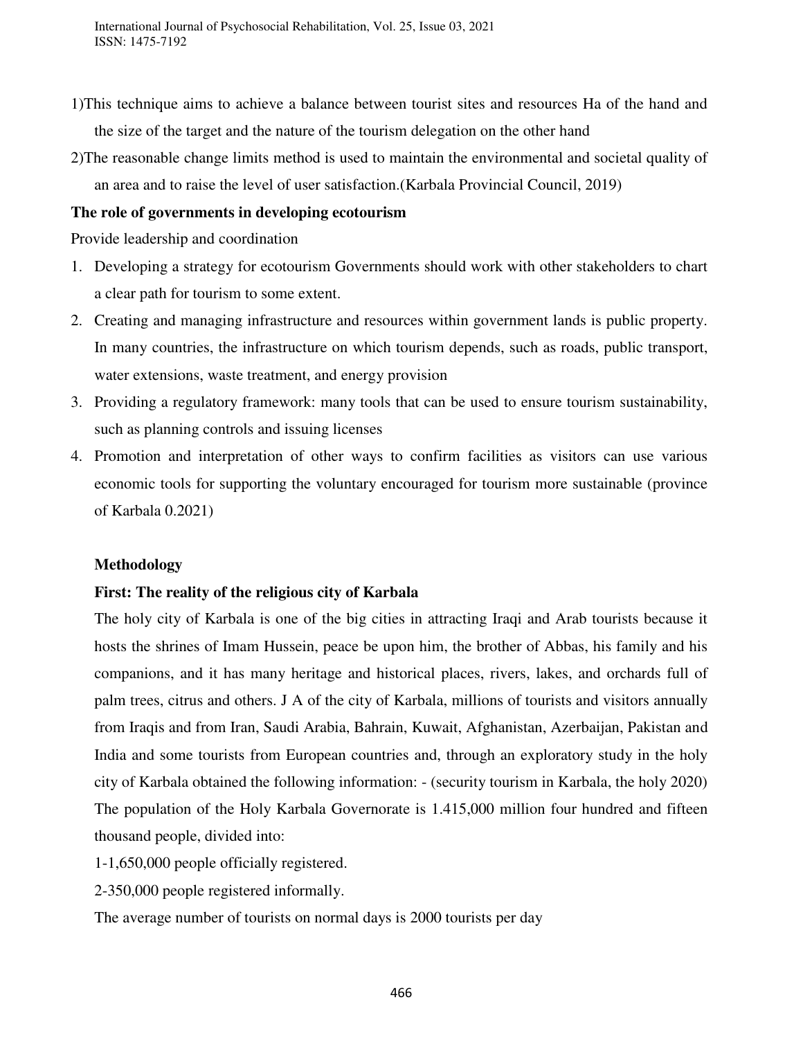1)This technique aims to achieve a balance between tourist sites and resources Ha of the hand and the size of the target and the nature of the tourism delegation on the other hand

2)The reasonable change limits method is used to maintain the environmental and societal quality of an area and to raise the level of user satisfaction.(Karbala Provincial Council, 2019)

**The role of governments in developing ecotourism**

Provide leadership and coordination

1. Developing a strategy for ecotourism Governments should work with other stakeholders to chart a clear path for tourism to some extent.
2. Creating and managing infrastructure and resources within government lands is public property. In many countries, the infrastructure on which tourism depends, such as roads, public transport, water extensions, waste treatment, and energy provision
3. Providing a regulatory framework: many tools that can be used to ensure tourism sustainability, such as planning controls and issuing licenses
4. Promotion and interpretation of other ways to confirm facilities as visitors can use various economic tools for supporting the voluntary encouraged for tourism more sustainable (province of Karbala 0.2021)

**Methodology**

**First: The reality of the religious city of Karbala**

The holy city of Karbala is one of the big cities in attracting Iraqi and Arab tourists because it hosts the shrines of Imam Hussein, peace be upon him, the brother of Abbas, his family and his companions, and it has many heritage and historical places, rivers, lakes, and orchards full of palm trees, citrus and others. J A of the city of Karbala, millions of tourists and visitors annually from Iraqis and from Iran, Saudi Arabia, Bahrain, Kuwait, Afghanistan, Azerbaijan, Pakistan and India and some tourists from European countries and, through an exploratory study in the holy city of Karbala obtained the following information: - (security tourism in Karbala, the holy 2020)

The population of the Holy Karbala Governorate is 1.415,000 million four hundred and fifteen thousand people, divided into:

1-1,650,000 people officially registered.

2-350,000 people registered informally.

The average number of tourists on normal days is 2000 tourists per day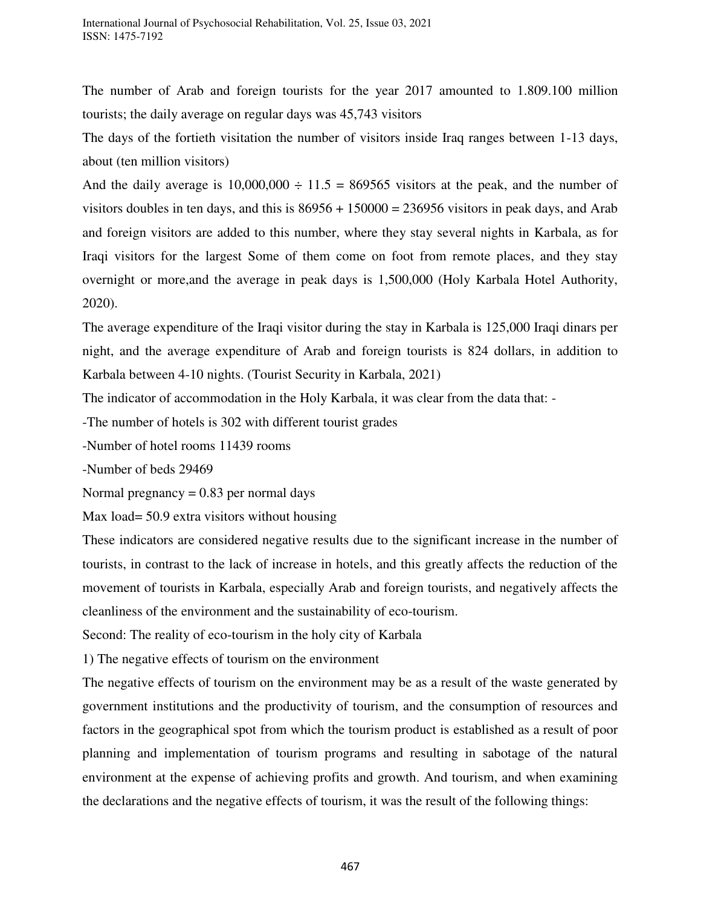The number of Arab and foreign tourists for the year 2017 amounted to 1.809.100 million tourists; the daily average on regular days was 45,743 visitors

The days of the fortieth visitation the number of visitors inside Iraq ranges between 1-13 days, about (ten million visitors)

And the daily average is $10{,}000{,}000 \div 11.5 = 869565$ visitors at the peak, and the number of visitors doubles in ten days, and this is $86956 + 150000 = 236956$ visitors in peak days, and Arab and foreign visitors are added to this number, where they stay several nights in Karbala, as for Iraqi visitors for the largest Some of them come on foot from remote places, and they stay overnight or more,and the average in peak days is 1,500,000 (Holy Karbala Hotel Authority, 2020).

The average expenditure of the Iraqi visitor during the stay in Karbala is 125,000 Iraqi dinars per night, and the average expenditure of Arab and foreign tourists is 824 dollars, in addition to Karbala between 4-10 nights. (Tourist Security in Karbala, 2021)

The indicator of accommodation in the Holy Karbala, it was clear from the data that: -

-The number of hotels is 302 with different tourist grades

-Number of hotel rooms 11439 rooms

-Number of beds 29469

Normal pregnancy = 0.83 per normal days

Max load= 50.9 extra visitors without housing

These indicators are considered negative results due to the significant increase in the number of tourists, in contrast to the lack of increase in hotels, and this greatly affects the reduction of the movement of tourists in Karbala, especially Arab and foreign tourists, and negatively affects the cleanliness of the environment and the sustainability of eco-tourism.

Second: The reality of eco-tourism in the holy city of Karbala

1) The negative effects of tourism on the environment

The negative effects of tourism on the environment may be as a result of the waste generated by government institutions and the productivity of tourism, and the consumption of resources and factors in the geographical spot from which the tourism product is established as a result of poor planning and implementation of tourism programs and resulting in sabotage of the natural environment at the expense of achieving profits and growth. And tourism, and when examining the declarations and the negative effects of tourism, it was the result of the following things: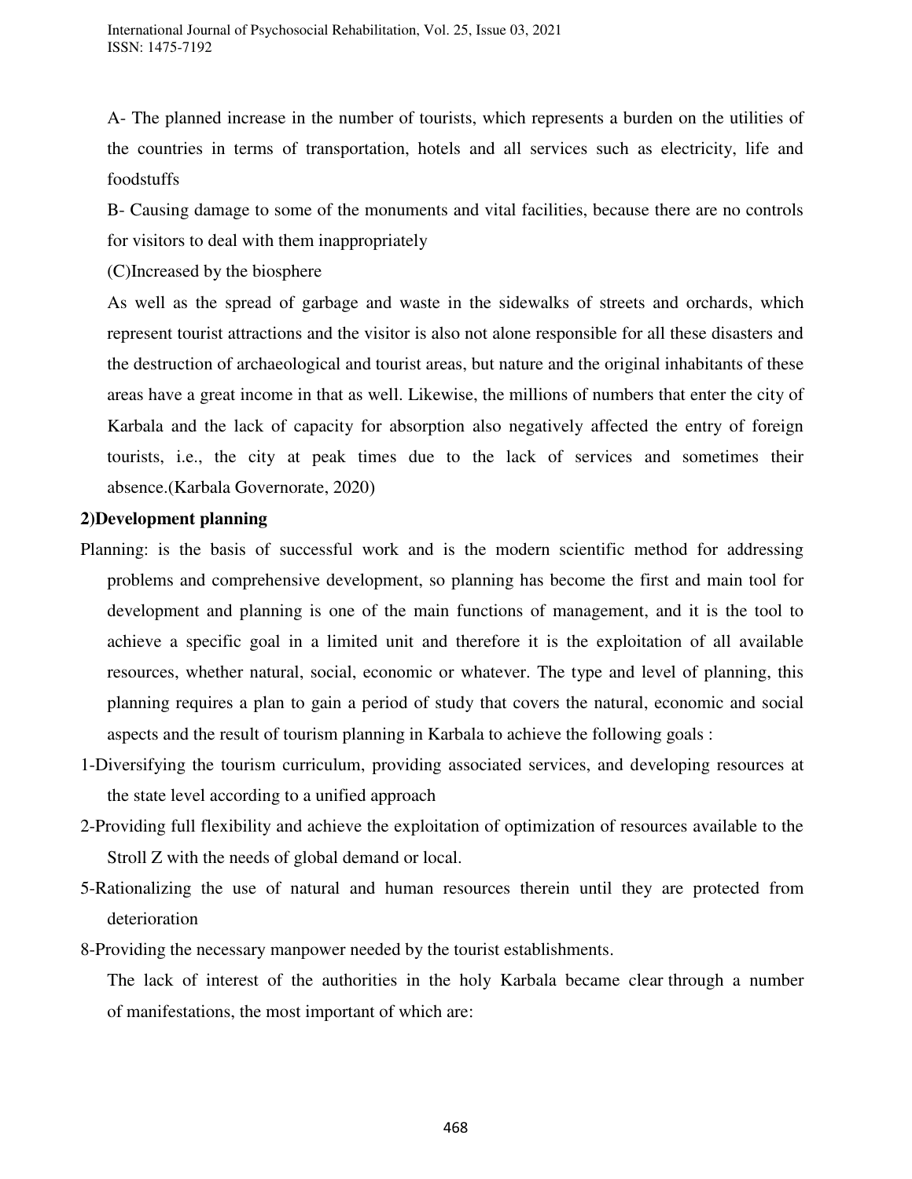A- The planned increase in the number of tourists, which represents a burden on the utilities of the countries in terms of transportation, hotels and all services such as electricity, life and foodstuffs

B- Causing damage to some of the monuments and vital facilities, because there are no controls for visitors to deal with them inappropriately

(C)Increased by the biosphere

As well as the spread of garbage and waste in the sidewalks of streets and orchards, which represent tourist attractions and the visitor is also not alone responsible for all these disasters and the destruction of archaeological and tourist areas, but nature and the original inhabitants of these areas have a great income in that as well. Likewise, the millions of numbers that enter the city of Karbala and the lack of capacity for absorption also negatively affected the entry of foreign tourists, i.e., the city at peak times due to the lack of services and sometimes their absence.(Karbala Governorate, 2020)

**2)Development planning**

Planning: is the basis of successful work and is the modern scientific method for addressing problems and comprehensive development, so planning has become the first and main tool for development and planning is one of the main functions of management, and it is the tool to achieve a specific goal in a limited unit and therefore it is the exploitation of all available resources, whether natural, social, economic or whatever. The type and level of planning, this planning requires a plan to gain a period of study that covers the natural, economic and social aspects and the result of tourism planning in Karbala to achieve the following goals :

1-Diversifying the tourism curriculum, providing associated services, and developing resources at the state level according to a unified approach

2-Providing full flexibility and achieve the exploitation of optimization of resources available to the Stroll Z with the needs of global demand or local.

5-Rationalizing the use of natural and human resources therein until they are protected from deterioration

8-Providing the necessary manpower needed by the tourist establishments.

The lack of interest of the authorities in the holy Karbala became clear through a number of manifestations, the most important of which are: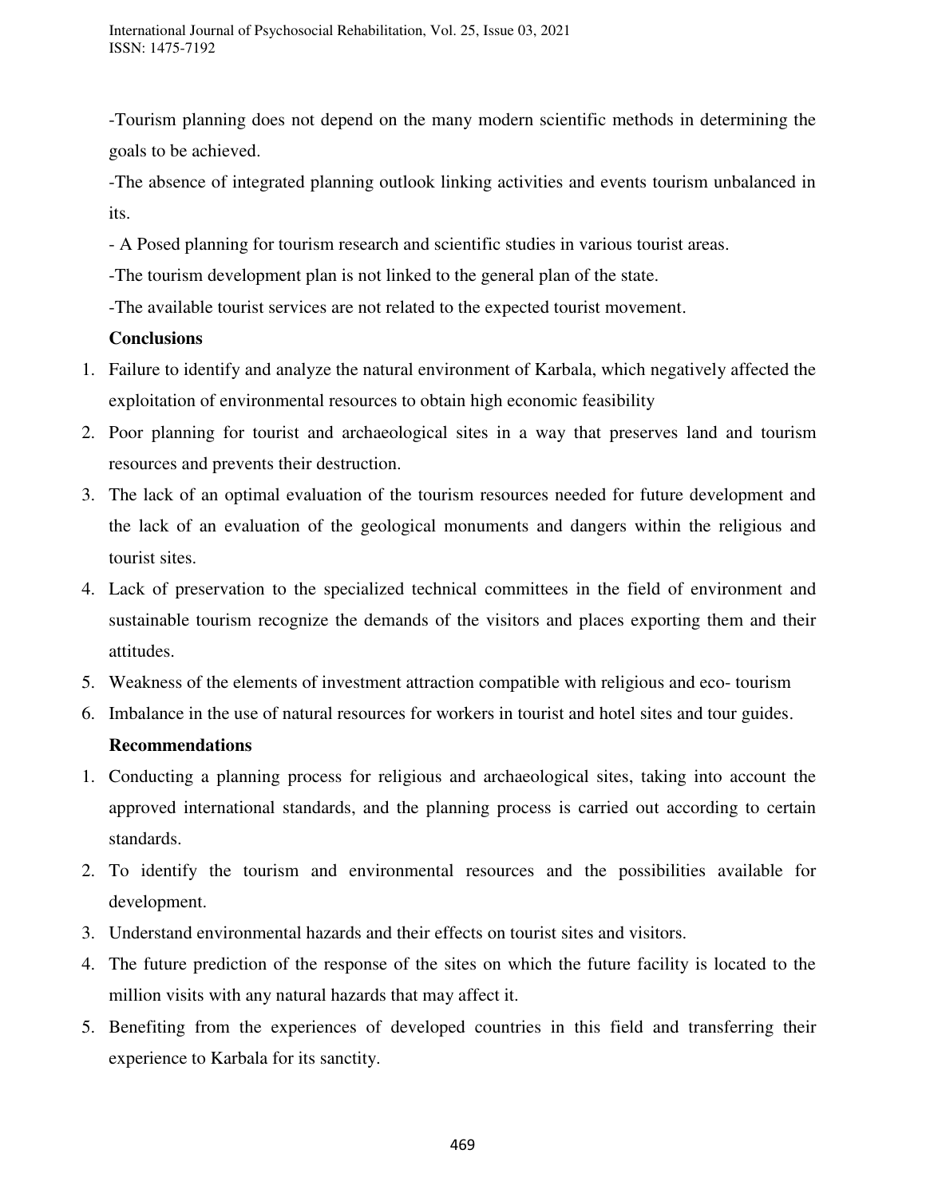-Tourism planning does not depend on the many modern scientific methods in determining the goals to be achieved.

-The absence of integrated planning outlook linking activities and events tourism unbalanced in its.

- A Posed planning for tourism research and scientific studies in various tourist areas.

-The tourism development plan is not linked to the general plan of the state.

-The available tourist services are not related to the expected tourist movement.

**Conclusions**

1. Failure to identify and analyze the natural environment of Karbala, which negatively affected the exploitation of environmental resources to obtain high economic feasibility
2. Poor planning for tourist and archaeological sites in a way that preserves land and tourism resources and prevents their destruction.
3. The lack of an optimal evaluation of the tourism resources needed for future development and the lack of an evaluation of the geological monuments and dangers within the religious and tourist sites.
4. Lack of preservation to the specialized technical committees in the field of environment and sustainable tourism recognize the demands of the visitors and places exporting them and their attitudes.
5. Weakness of the elements of investment attraction compatible with religious and eco- tourism
6. Imbalance in the use of natural resources for workers in tourist and hotel sites and tour guides.

**Recommendations**

1. Conducting a planning process for religious and archaeological sites, taking into account the approved international standards, and the planning process is carried out according to certain standards.
2. To identify the tourism and environmental resources and the possibilities available for development.
3. Understand environmental hazards and their effects on tourist sites and visitors.
4. The future prediction of the response of the sites on which the future facility is located to the million visits with any natural hazards that may affect it.
5. Benefiting from the experiences of developed countries in this field and transferring their experience to Karbala for its sanctity.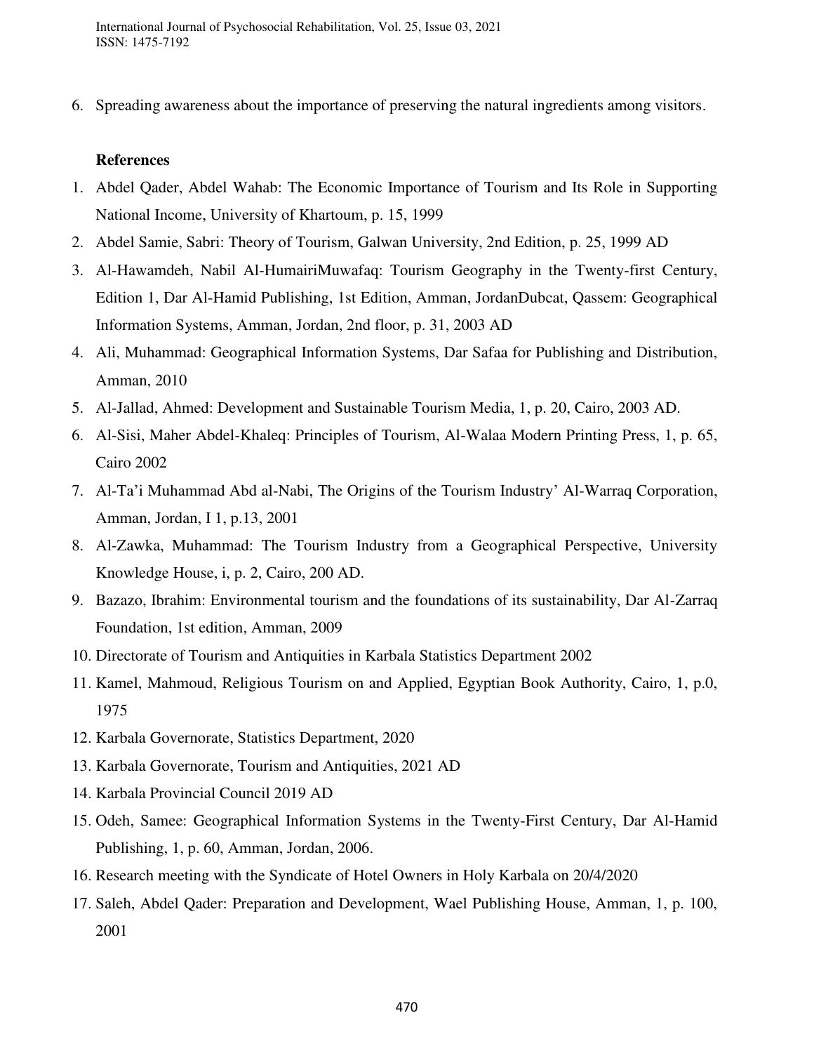6. Spreading awareness about the importance of preserving the natural ingredients among visitors.

**References**

1. Abdel Qader, Abdel Wahab: The Economic Importance of Tourism and Its Role in Supporting National Income, University of Khartoum, p. 15, 1999
2. Abdel Samie, Sabri: Theory of Tourism, Galwan University, 2nd Edition, p. 25, 1999 AD
3. Al-Hawamdeh, Nabil Al-HumairiMuwafaq: Tourism Geography in the Twenty-first Century, Edition 1, Dar Al-Hamid Publishing, 1st Edition, Amman, JordanDubcat, Qassem: Geographical Information Systems, Amman, Jordan, 2nd floor, p. 31, 2003 AD
4. Ali, Muhammad: Geographical Information Systems, Dar Safaa for Publishing and Distribution, Amman, 2010
5. Al-Jallad, Ahmed: Development and Sustainable Tourism Media, 1, p. 20, Cairo, 2003 AD.
6. Al-Sisi, Maher Abdel-Khaleq: Principles of Tourism, Al-Walaa Modern Printing Press, 1, p. 65, Cairo 2002
7. Al-Ta'i Muhammad Abd al-Nabi, The Origins of the Tourism Industry' Al-Warraq Corporation, Amman, Jordan, I 1, p.13, 2001
8. Al-Zawka, Muhammad: The Tourism Industry from a Geographical Perspective, University Knowledge House, i, p. 2, Cairo, 200 AD.
9. Bazazo, Ibrahim: Environmental tourism and the foundations of its sustainability, Dar Al-Zarraq Foundation, 1st edition, Amman, 2009
10. Directorate of Tourism and Antiquities in Karbala Statistics Department 2002
11. Kamel, Mahmoud, Religious Tourism on and Applied, Egyptian Book Authority, Cairo, 1, p.0, 1975
12. Karbala Governorate, Statistics Department, 2020
13. Karbala Governorate, Tourism and Antiquities, 2021 AD
14. Karbala Provincial Council 2019 AD
15. Odeh, Samee: Geographical Information Systems in the Twenty-First Century, Dar Al-Hamid Publishing, 1, p. 60, Amman, Jordan, 2006.
16. Research meeting with the Syndicate of Hotel Owners in Holy Karbala on 20/4/2020
17. Saleh, Abdel Qader: Preparation and Development, Wael Publishing House, Amman, 1, p. 100, 2001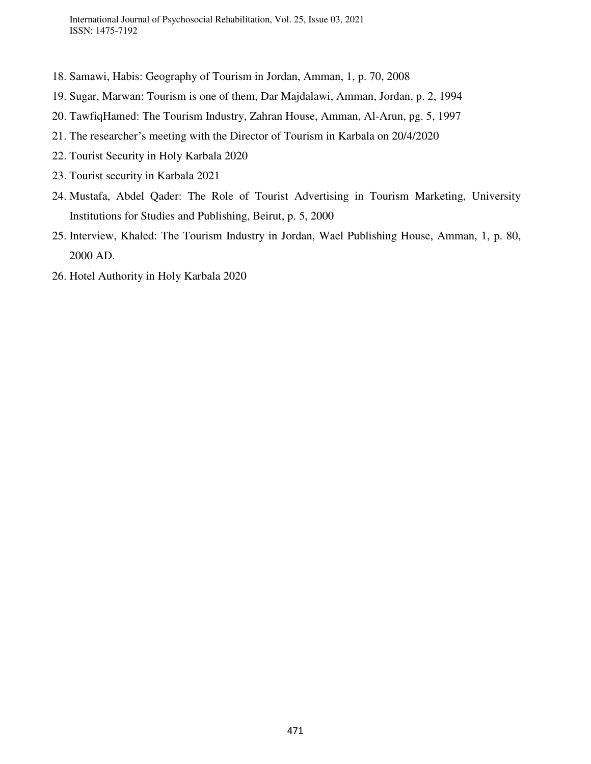18. Samawi, Habis: Geography of Tourism in Jordan, Amman, 1, p. 70, 2008
19. Sugar, Marwan: Tourism is one of them, Dar Majdalawi, Amman, Jordan, p. 2, 1994
20. TawfiqHamed: The Tourism Industry, Zahran House, Amman, Al-Arun, pg. 5, 1997
21. The researcher's meeting with the Director of Tourism in Karbala on 20/4/2020
22. Tourist Security in Holy Karbala 2020
23. Tourist security in Karbala 2021
24. Mustafa, Abdel Qader: The Role of Tourist Advertising in Tourism Marketing, University Institutions for Studies and Publishing, Beirut, p. 5, 2000
25. Interview, Khaled: The Tourism Industry in Jordan, Wael Publishing House, Amman, 1, p. 80, 2000 AD.
26. Hotel Authority in Holy Karbala 2020